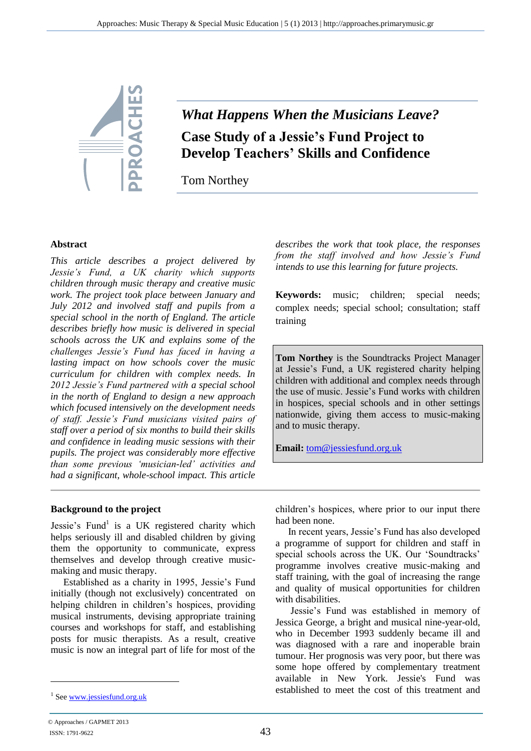# *What Happens When the Musicians Leave?*

## Case Study of a Jessie's Fund Project to Develop Teachers' Skills and Confidence

Tom Northey

### Abstract

*This article describes a project delivered by Jessie's Fund, a UK charity which supports children through music therapy and creative music work. The project took place between January and July 2012 and involved staff and pupils from a special school in the north of England. The article describes briefly how music is delivered in special schools across the UK and explains some of the challenges Jessie's Fund has faced in having a lasting impact on how schools cover the music curriculum for children with complex needs. In 2012 Jessie's Fund partnered with a special school in the north of England to design a new approach which focused intensively on the development needs of staff. Jessie's Fund musicians visited pairs of staff over a period of six months to build their skills and confidence in leading music sessions with their pupils. The project was considerably more effective than some previous 'musician-led' activities and had a significant, whole-school impact. This article describes the work that took place, the responses from the staff involved and how Jessie's Fund intends to use this learning for future projects.*

**Keywords:** music; children; special needs; complex needs; special school; consultation; staff training

**Tom Northey** is the Soundtracks Project Manager at Jessie's Fund, a UK registered charity helping children with additional and complex needs through the use of music. Jessie's Fund works with children in hospices, special schools and in other settings nationwide, giving them access to music-making and to music therapy.

**Email:** tom@jessiesfund.org.uk

### Background to the project

Jessie's Fund[1] is a UK registered charity which helps seriously ill and disabled children by giving them the opportunity to communicate, express themselves and develop through creative music-making and music therapy.

Established as a charity in 1995, Jessie's Fund initially (though not exclusively) concentrated on helping children in children's hospices, providing musical instruments, devising appropriate training courses and workshops for staff, and establishing posts for music therapists. As a result, creative music is now an integral part of life for most of the children's hospices, where prior to our input there had been none.

In recent years, Jessie's Fund has also developed a programme of support for children and staff in special schools across the UK. Our 'Soundtracks' programme involves creative music-making and staff training, with the goal of increasing the range and quality of musical opportunities for children with disabilities.

Jessie's Fund was established in memory of Jessica George, a bright and musical nine-year-old, who in December 1993 suddenly became ill and was diagnosed with a rare and inoperable brain tumour. Her prognosis was very poor, but there was some hope offered by complementary treatment available in New York. Jessie's Fund was established to meet the cost of this treatment and

---

[1] See www.jessiesfund.org.uk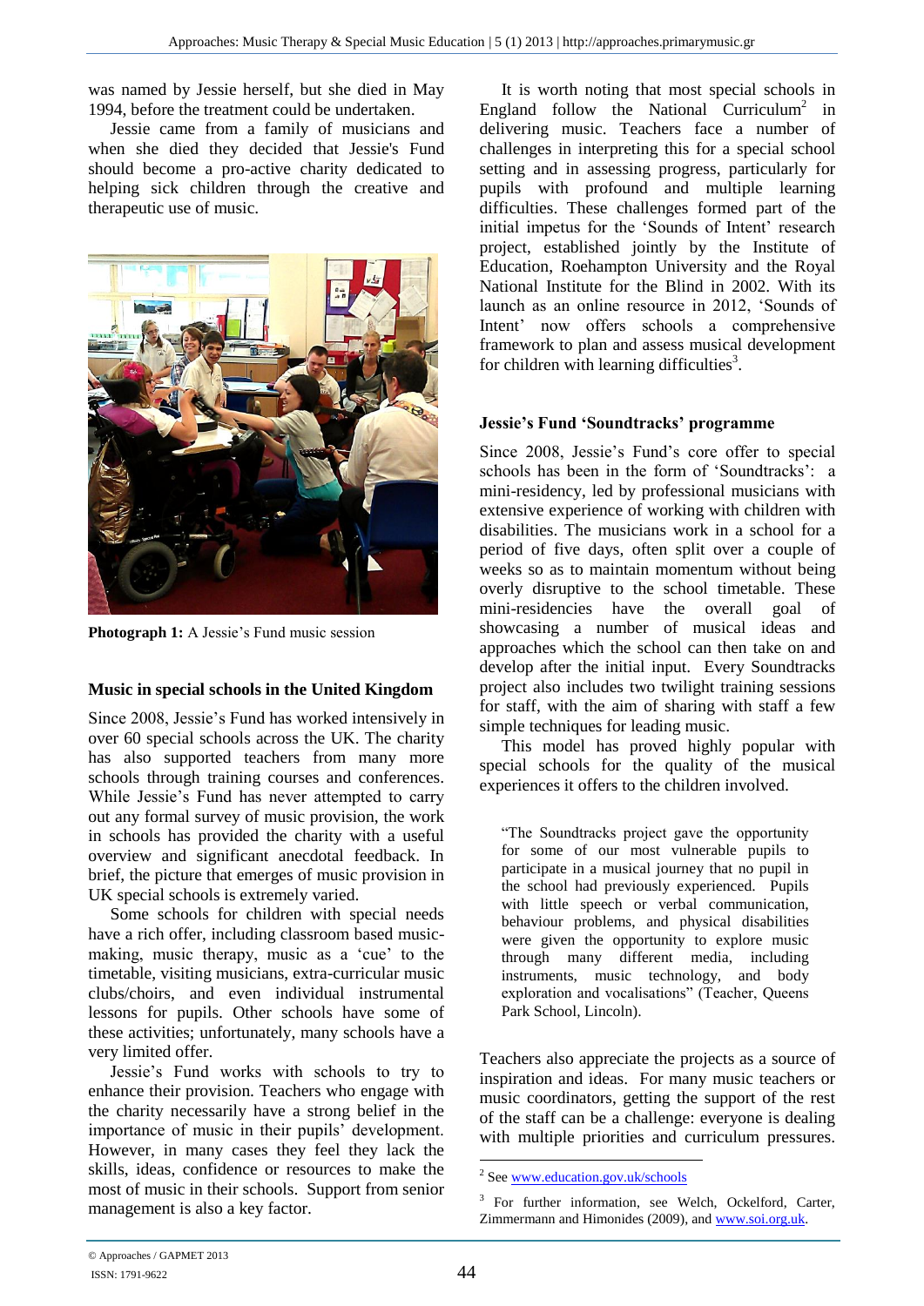was named by Jessie herself, but she died in May 1994, before the treatment could be undertaken.

Jessie came from a family of musicians and when she died they decided that Jessie's Fund should become a pro-active charity dedicated to helping sick children through the creative and therapeutic use of music.

**Photograph 1:** A Jessie's Fund music session

### Music in special schools in the United Kingdom

Since 2008, Jessie's Fund has worked intensively in over 60 special schools across the UK. The charity has also supported teachers from many more schools through training courses and conferences. While Jessie's Fund has never attempted to carry out any formal survey of music provision, the work in schools has provided the charity with a useful overview and significant anecdotal feedback. In brief, the picture that emerges of music provision in UK special schools is extremely varied.

Some schools for children with special needs have a rich offer, including classroom based music-making, music therapy, music as a 'cue' to the timetable, visiting musicians, extra-curricular music clubs/choirs, and even individual instrumental lessons for pupils. Other schools have some of these activities; unfortunately, many schools have a very limited offer.

Jessie's Fund works with schools to try to enhance their provision. Teachers who engage with the charity necessarily have a strong belief in the importance of music in their pupils' development. However, in many cases they feel they lack the skills, ideas, confidence or resources to make the most of music in their schools. Support from senior management is also a key factor.

It is worth noting that most special schools in England follow the National Curriculum[2] in delivering music. Teachers face a number of challenges in interpreting this for a special school setting and in assessing progress, particularly for pupils with profound and multiple learning difficulties. These challenges formed part of the initial impetus for the 'Sounds of Intent' research project, established jointly by the Institute of Education, Roehampton University and the Royal National Institute for the Blind in 2002. With its launch as an online resource in 2012, 'Sounds of Intent' now offers schools a comprehensive framework to plan and assess musical development for children with learning difficulties[3].

### Jessie's Fund 'Soundtracks' programme

Since 2008, Jessie's Fund's core offer to special schools has been in the form of 'Soundtracks': a mini-residency, led by professional musicians with extensive experience of working with children with disabilities. The musicians work in a school for a period of five days, often split over a couple of weeks so as to maintain momentum without being overly disruptive to the school timetable. These mini-residencies have the overall goal of showcasing a number of musical ideas and approaches which the school can then take on and develop after the initial input. Every Soundtracks project also includes two twilight training sessions for staff, with the aim of sharing with staff a few simple techniques for leading music.

This model has proved highly popular with special schools for the quality of the musical experiences it offers to the children involved.

> "The Soundtracks project gave the opportunity for some of our most vulnerable pupils to participate in a musical journey that no pupil in the school had previously experienced. Pupils with little speech or verbal communication, behaviour problems, and physical disabilities were given the opportunity to explore music through many different media, including instruments, music technology, and body exploration and vocalisations" (Teacher, Queens Park School, Lincoln).

Teachers also appreciate the projects as a source of inspiration and ideas. For many music teachers or music coordinators, getting the support of the rest of the staff can be a challenge: everyone is dealing with multiple priorities and curriculum pressures.

---

[2] See www.education.gov.uk/schools

[3] For further information, see Welch, Ockelford, Carter, Zimmermann and Himonides (2009), and www.soi.org.uk.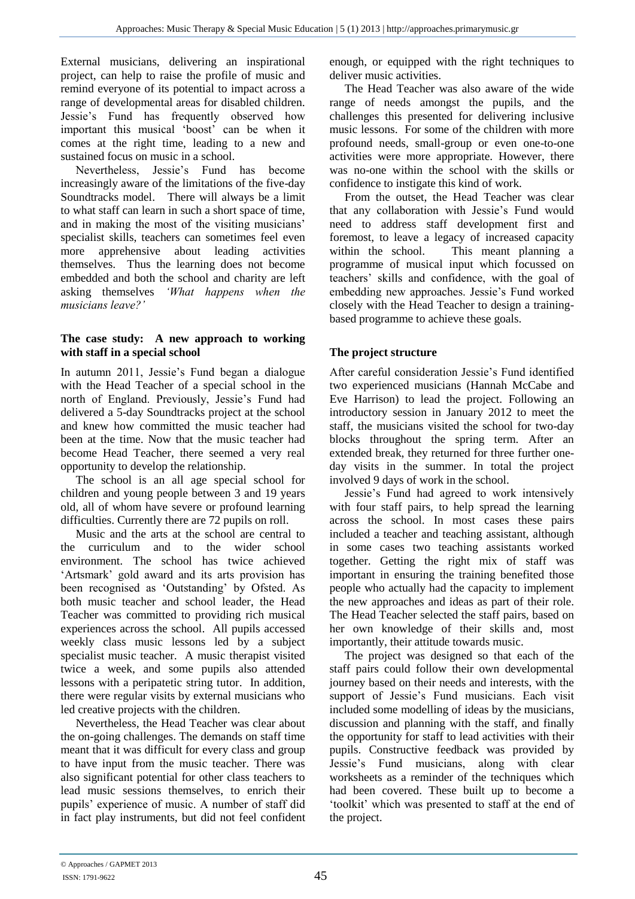External musicians, delivering an inspirational project, can help to raise the profile of music and remind everyone of its potential to impact across a range of developmental areas for disabled children. Jessie's Fund has frequently observed how important this musical 'boost' can be when it comes at the right time, leading to a new and sustained focus on music in a school.

Nevertheless, Jessie's Fund has become increasingly aware of the limitations of the five-day Soundtracks model. There will always be a limit to what staff can learn in such a short space of time, and in making the most of the visiting musicians' specialist skills, teachers can sometimes feel even more apprehensive about leading activities themselves. Thus the learning does not become embedded and both the school and charity are left asking themselves *'What happens when the musicians leave?'*

**The case study: A new approach to working with staff in a special school**

In autumn 2011, Jessie's Fund began a dialogue with the Head Teacher of a special school in the north of England. Previously, Jessie's Fund had delivered a 5-day Soundtracks project at the school and knew how committed the music teacher had been at the time. Now that the music teacher had become Head Teacher, there seemed a very real opportunity to develop the relationship.

The school is an all age special school for children and young people between 3 and 19 years old, all of whom have severe or profound learning difficulties. Currently there are 72 pupils on roll.

Music and the arts at the school are central to the curriculum and to the wider school environment. The school has twice achieved 'Artsmark' gold award and its arts provision has been recognised as 'Outstanding' by Ofsted. As both music teacher and school leader, the Head Teacher was committed to providing rich musical experiences across the school. All pupils accessed weekly class music lessons led by a subject specialist music teacher. A music therapist visited twice a week, and some pupils also attended lessons with a peripatetic string tutor. In addition, there were regular visits by external musicians who led creative projects with the children.

Nevertheless, the Head Teacher was clear about the on-going challenges. The demands on staff time meant that it was difficult for every class and group to have input from the music teacher. There was also significant potential for other class teachers to lead music sessions themselves, to enrich their pupils' experience of music. A number of staff did in fact play instruments, but did not feel confident enough, or equipped with the right techniques to deliver music activities.

The Head Teacher was also aware of the wide range of needs amongst the pupils, and the challenges this presented for delivering inclusive music lessons. For some of the children with more profound needs, small-group or even one-to-one activities were more appropriate. However, there was no-one within the school with the skills or confidence to instigate this kind of work.

From the outset, the Head Teacher was clear that any collaboration with Jessie's Fund would need to address staff development first and foremost, to leave a legacy of increased capacity within the school. This meant planning a programme of musical input which focussed on teachers' skills and confidence, with the goal of embedding new approaches. Jessie's Fund worked closely with the Head Teacher to design a training-based programme to achieve these goals.

**The project structure**

After careful consideration Jessie's Fund identified two experienced musicians (Hannah McCabe and Eve Harrison) to lead the project. Following an introductory session in January 2012 to meet the staff, the musicians visited the school for two-day blocks throughout the spring term. After an extended break, they returned for three further one-day visits in the summer. In total the project involved 9 days of work in the school.

Jessie's Fund had agreed to work intensively with four staff pairs, to help spread the learning across the school. In most cases these pairs included a teacher and teaching assistant, although in some cases two teaching assistants worked together. Getting the right mix of staff was important in ensuring the training benefited those people who actually had the capacity to implement the new approaches and ideas as part of their role. The Head Teacher selected the staff pairs, based on her own knowledge of their skills and, most importantly, their attitude towards music.

The project was designed so that each of the staff pairs could follow their own developmental journey based on their needs and interests, with the support of Jessie's Fund musicians. Each visit included some modelling of ideas by the musicians, discussion and planning with the staff, and finally the opportunity for staff to lead activities with their pupils. Constructive feedback was provided by Jessie's Fund musicians, along with clear worksheets as a reminder of the techniques which had been covered. These built up to become a 'toolkit' which was presented to staff at the end of the project.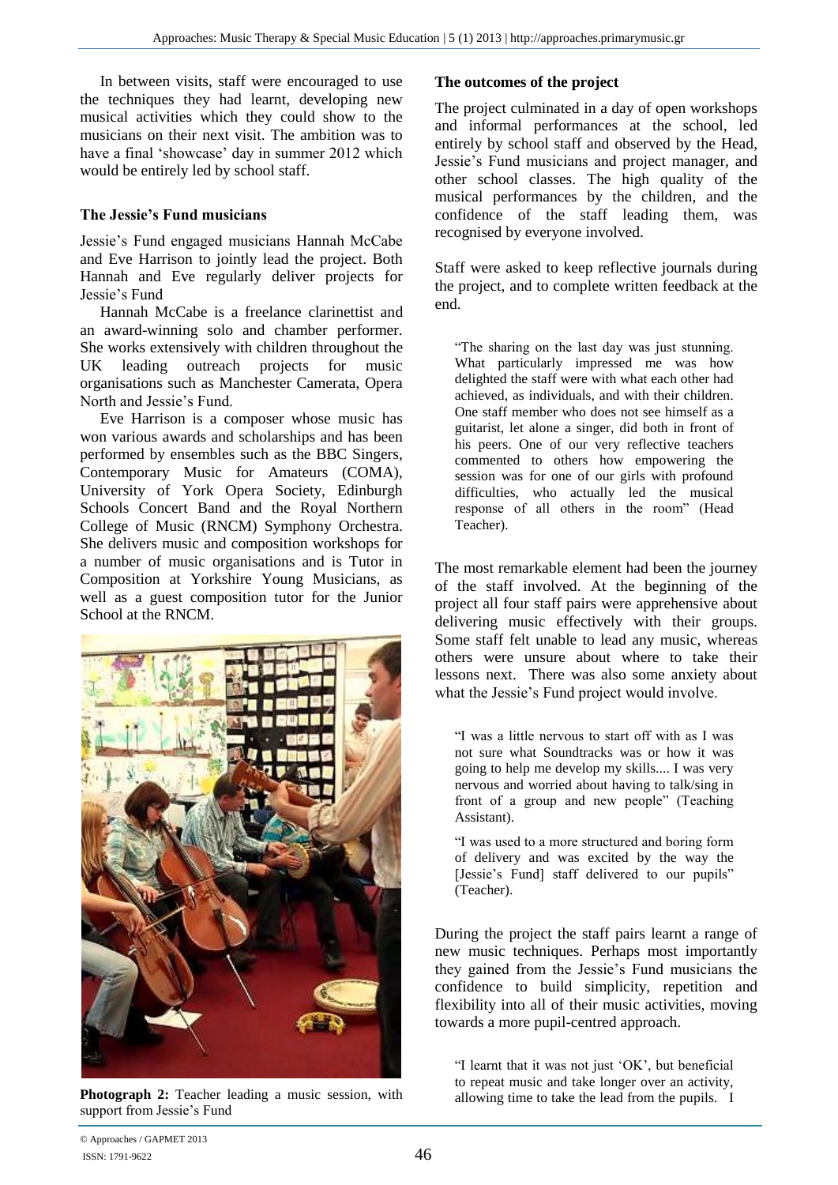In between visits, staff were encouraged to use the techniques they had learnt, developing new musical activities which they could show to the musicians on their next visit. The ambition was to have a final 'showcase' day in summer 2012 which would be entirely led by school staff.

### The Jessie's Fund musicians

Jessie's Fund engaged musicians Hannah McCabe and Eve Harrison to jointly lead the project. Both Hannah and Eve regularly deliver projects for Jessie's Fund

Hannah McCabe is a freelance clarinettist and an award-winning solo and chamber performer. She works extensively with children throughout the UK leading outreach projects for music organisations such as Manchester Camerata, Opera North and Jessie's Fund.

Eve Harrison is a composer whose music has won various awards and scholarships and has been performed by ensembles such as the BBC Singers, Contemporary Music for Amateurs (COMA), University of York Opera Society, Edinburgh Schools Concert Band and the Royal Northern College of Music (RNCM) Symphony Orchestra. She delivers music and composition workshops for a number of music organisations and is Tutor in Composition at Yorkshire Young Musicians, as well as a guest composition tutor for the Junior School at the RNCM.

**Photograph 2:** Teacher leading a music session, with support from Jessie's Fund

### The outcomes of the project

The project culminated in a day of open workshops and informal performances at the school, led entirely by school staff and observed by the Head, Jessie's Fund musicians and project manager, and other school classes. The high quality of the musical performances by the children, and the confidence of the staff leading them, was recognised by everyone involved.

Staff were asked to keep reflective journals during the project, and to complete written feedback at the end.

> "The sharing on the last day was just stunning. What particularly impressed me was how delighted the staff were with what each other had achieved, as individuals, and with their children. One staff member who does not see himself as a guitarist, let alone a singer, did both in front of his peers. One of our very reflective teachers commented to others how empowering the session was for one of our girls with profound difficulties, who actually led the musical response of all others in the room" (Head Teacher).

The most remarkable element had been the journey of the staff involved. At the beginning of the project all four staff pairs were apprehensive about delivering music effectively with their groups. Some staff felt unable to lead any music, whereas others were unsure about where to take their lessons next. There was also some anxiety about what the Jessie's Fund project would involve.

> "I was a little nervous to start off with as I was not sure what Soundtracks was or how it was going to help me develop my skills.... I was very nervous and worried about having to talk/sing in front of a group and new people" (Teaching Assistant).

> "I was used to a more structured and boring form of delivery and was excited by the way the [Jessie's Fund] staff delivered to our pupils" (Teacher).

During the project the staff pairs learnt a range of new music techniques. Perhaps most importantly they gained from the Jessie's Fund musicians the confidence to build simplicity, repetition and flexibility into all of their music activities, moving towards a more pupil-centred approach.

> "I learnt that it was not just 'OK', but beneficial to repeat music and take longer over an activity, allowing time to take the lead from the pupils. I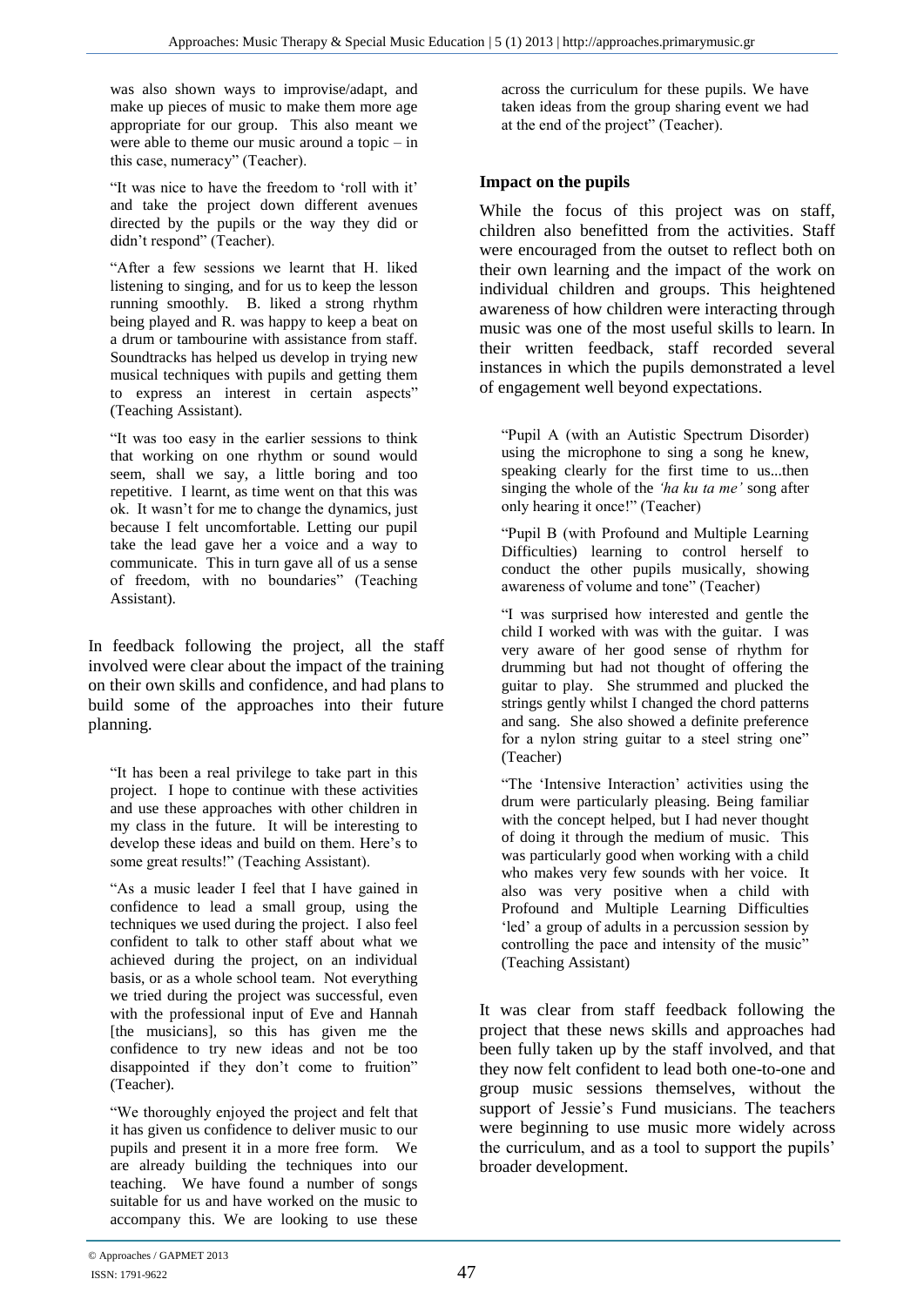was also shown ways to improvise/adapt, and make up pieces of music to make them more age appropriate for our group. This also meant we were able to theme our music around a topic – in this case, numeracy" (Teacher).

> "It was nice to have the freedom to 'roll with it' and take the project down different avenues directed by the pupils or the way they did or didn't respond" (Teacher).

> "After a few sessions we learnt that H. liked listening to singing, and for us to keep the lesson running smoothly. B. liked a strong rhythm being played and R. was happy to keep a beat on a drum or tambourine with assistance from staff. Soundtracks has helped us develop in trying new musical techniques with pupils and getting them to express an interest in certain aspects" (Teaching Assistant).

> "It was too easy in the earlier sessions to think that working on one rhythm or sound would seem, shall we say, a little boring and too repetitive. I learnt, as time went on that this was ok. It wasn't for me to change the dynamics, just because I felt uncomfortable. Letting our pupil take the lead gave her a voice and a way to communicate. This in turn gave all of us a sense of freedom, with no boundaries" (Teaching Assistant).

In feedback following the project, all the staff involved were clear about the impact of the training on their own skills and confidence, and had plans to build some of the approaches into their future planning.

> "It has been a real privilege to take part in this project. I hope to continue with these activities and use these approaches with other children in my class in the future. It will be interesting to develop these ideas and build on them. Here's to some great results!" (Teaching Assistant).

> "As a music leader I feel that I have gained in confidence to lead a small group, using the techniques we used during the project. I also feel confident to talk to other staff about what we achieved during the project, on an individual basis, or as a whole school team. Not everything we tried during the project was successful, even with the professional input of Eve and Hannah [the musicians], so this has given me the confidence to try new ideas and not be too disappointed if they don't come to fruition" (Teacher).

> "We thoroughly enjoyed the project and felt that it has given us confidence to deliver music to our pupils and present it in a more free form. We are already building the techniques into our teaching. We have found a number of songs suitable for us and have worked on the music to accompany this. We are looking to use these across the curriculum for these pupils. We have taken ideas from the group sharing event we had at the end of the project" (Teacher).

### Impact on the pupils

While the focus of this project was on staff, children also benefitted from the activities. Staff were encouraged from the outset to reflect both on their own learning and the impact of the work on individual children and groups. This heightened awareness of how children were interacting through music was one of the most useful skills to learn. In their written feedback, staff recorded several instances in which the pupils demonstrated a level of engagement well beyond expectations.

> "Pupil A (with an Autistic Spectrum Disorder) using the microphone to sing a song he knew, speaking clearly for the first time to us...then singing the whole of the *'ha ku ta me'* song after only hearing it once!" (Teacher)

> "Pupil B (with Profound and Multiple Learning Difficulties) learning to control herself to conduct the other pupils musically, showing awareness of volume and tone" (Teacher)

> "I was surprised how interested and gentle the child I worked with was with the guitar. I was very aware of her good sense of rhythm for drumming but had not thought of offering the guitar to play. She strummed and plucked the strings gently whilst I changed the chord patterns and sang. She also showed a definite preference for a nylon string guitar to a steel string one" (Teacher)

> "The 'Intensive Interaction' activities using the drum were particularly pleasing. Being familiar with the concept helped, but I had never thought of doing it through the medium of music. This was particularly good when working with a child who makes very few sounds with her voice. It also was very positive when a child with Profound and Multiple Learning Difficulties 'led' a group of adults in a percussion session by controlling the pace and intensity of the music" (Teaching Assistant)

It was clear from staff feedback following the project that these news skills and approaches had been fully taken up by the staff involved, and that they now felt confident to lead both one-to-one and group music sessions themselves, without the support of Jessie's Fund musicians. The teachers were beginning to use music more widely across the curriculum, and as a tool to support the pupils' broader development.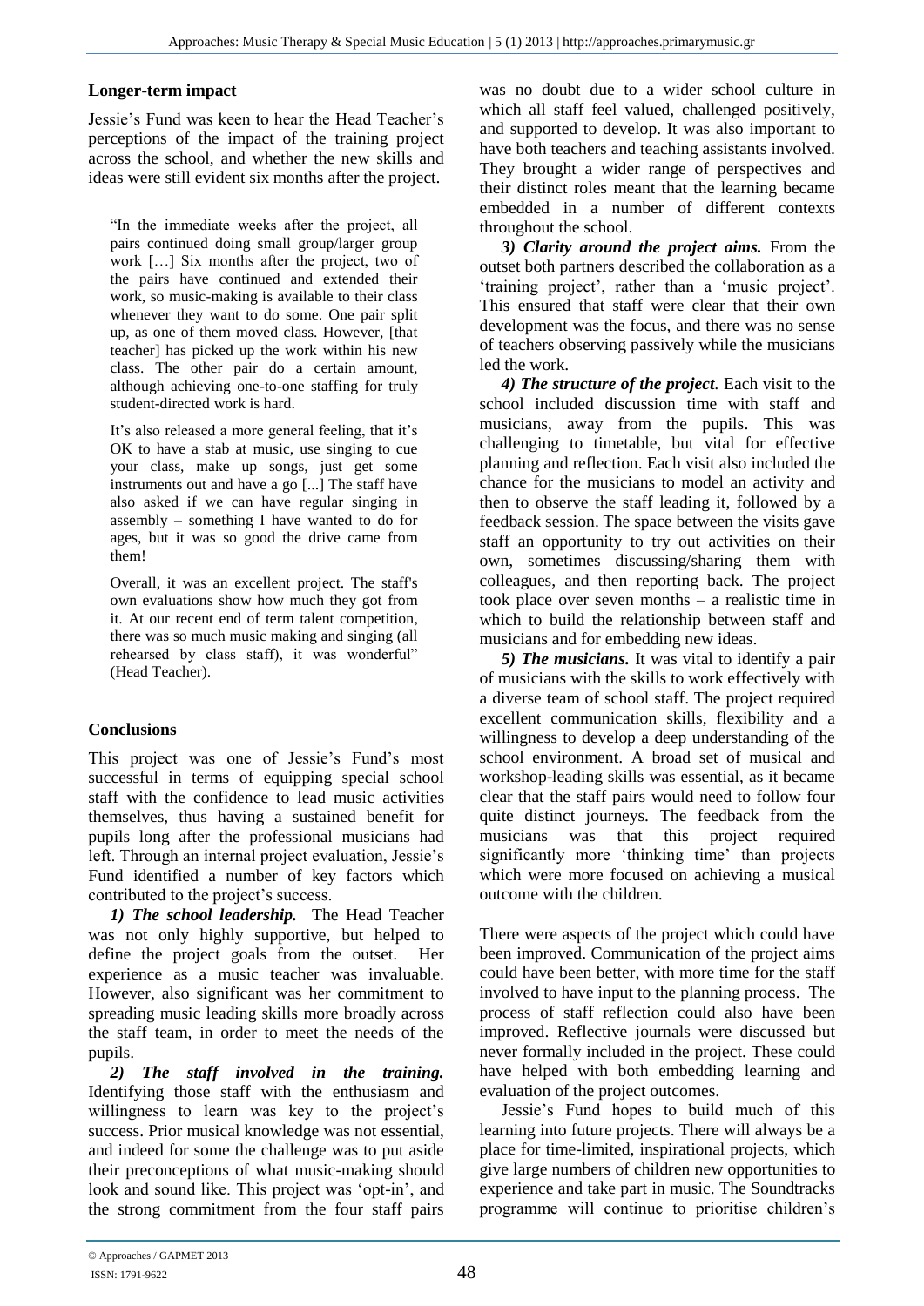### Longer-term impact

Jessie's Fund was keen to hear the Head Teacher's perceptions of the impact of the training project across the school, and whether the new skills and ideas were still evident six months after the project.

> "In the immediate weeks after the project, all pairs continued doing small group/larger group work […] Six months after the project, two of the pairs have continued and extended their work, so music-making is available to their class whenever they want to do some. One pair split up, as one of them moved class. However, [that teacher] has picked up the work within his new class. The other pair do a certain amount, although achieving one-to-one staffing for truly student-directed work is hard.
>
> It's also released a more general feeling, that it's OK to have a stab at music, use singing to cue your class, make up songs, just get some instruments out and have a go [...] The staff have also asked if we can have regular singing in assembly – something I have wanted to do for ages, but it was so good the drive came from them!
>
> Overall, it was an excellent project. The staff's own evaluations show how much they got from it. At our recent end of term talent competition, there was so much music making and singing (all rehearsed by class staff), it was wonderful" (Head Teacher).

### Conclusions

This project was one of Jessie's Fund's most successful in terms of equipping special school staff with the confidence to lead music activities themselves, thus having a sustained benefit for pupils long after the professional musicians had left. Through an internal project evaluation, Jessie's Fund identified a number of key factors which contributed to the project's success.

***1) The school leadership.*** The Head Teacher was not only highly supportive, but helped to define the project goals from the outset. Her experience as a music teacher was invaluable. However, also significant was her commitment to spreading music leading skills more broadly across the staff team, in order to meet the needs of the pupils.

***2) The staff involved in the training.*** Identifying those staff with the enthusiasm and willingness to learn was key to the project's success. Prior musical knowledge was not essential, and indeed for some the challenge was to put aside their preconceptions of what music-making should look and sound like. This project was 'opt-in', and the strong commitment from the four staff pairs was no doubt due to a wider school culture in which all staff feel valued, challenged positively, and supported to develop. It was also important to have both teachers and teaching assistants involved. They brought a wider range of perspectives and their distinct roles meant that the learning became embedded in a number of different contexts throughout the school.

***3) Clarity around the project aims.*** From the outset both partners described the collaboration as a 'training project', rather than a 'music project'. This ensured that staff were clear that their own development was the focus, and there was no sense of teachers observing passively while the musicians led the work.

***4) The structure of the project.*** Each visit to the school included discussion time with staff and musicians, away from the pupils. This was challenging to timetable, but vital for effective planning and reflection. Each visit also included the chance for the musicians to model an activity and then to observe the staff leading it, followed by a feedback session. The space between the visits gave staff an opportunity to try out activities on their own, sometimes discussing/sharing them with colleagues, and then reporting back. The project took place over seven months – a realistic time in which to build the relationship between staff and musicians and for embedding new ideas.

***5) The musicians.*** It was vital to identify a pair of musicians with the skills to work effectively with a diverse team of school staff. The project required excellent communication skills, flexibility and a willingness to develop a deep understanding of the school environment. A broad set of musical and workshop-leading skills was essential, as it became clear that the staff pairs would need to follow four quite distinct journeys. The feedback from the musicians was that this project required significantly more 'thinking time' than projects which were more focused on achieving a musical outcome with the children.

There were aspects of the project which could have been improved. Communication of the project aims could have been better, with more time for the staff involved to have input to the planning process. The process of staff reflection could also have been improved. Reflective journals were discussed but never formally included in the project. These could have helped with both embedding learning and evaluation of the project outcomes.

Jessie's Fund hopes to build much of this learning into future projects. There will always be a place for time-limited, inspirational projects, which give large numbers of children new opportunities to experience and take part in music. The Soundtracks programme will continue to prioritise children's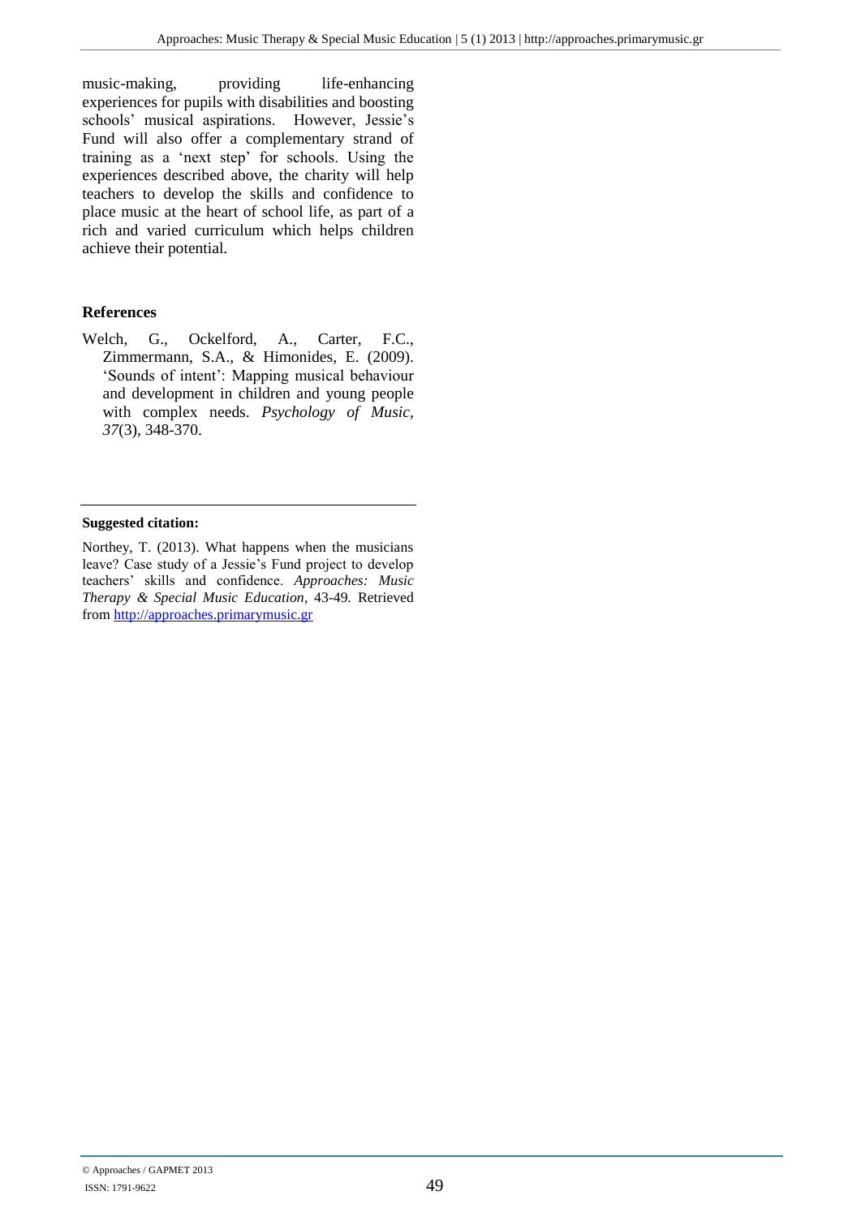music-making, providing life-enhancing experiences for pupils with disabilities and boosting schools' musical aspirations. However, Jessie's Fund will also offer a complementary strand of training as a 'next step' for schools. Using the experiences described above, the charity will help teachers to develop the skills and confidence to place music at the heart of school life, as part of a rich and varied curriculum which helps children achieve their potential.

## References

Welch, G., Ockelford, A., Carter, F.C., Zimmermann, S.A., & Himonides, E. (2009). 'Sounds of intent': Mapping musical behaviour and development in children and young people with complex needs. *Psychology of Music, 37*(3), 348-370.

---

**Suggested citation:**

Northey, T. (2013). What happens when the musicians leave? Case study of a Jessie's Fund project to develop teachers' skills and confidence. *Approaches: Music Therapy & Special Music Education*, 43-49. Retrieved from http://approaches.primarymusic.gr